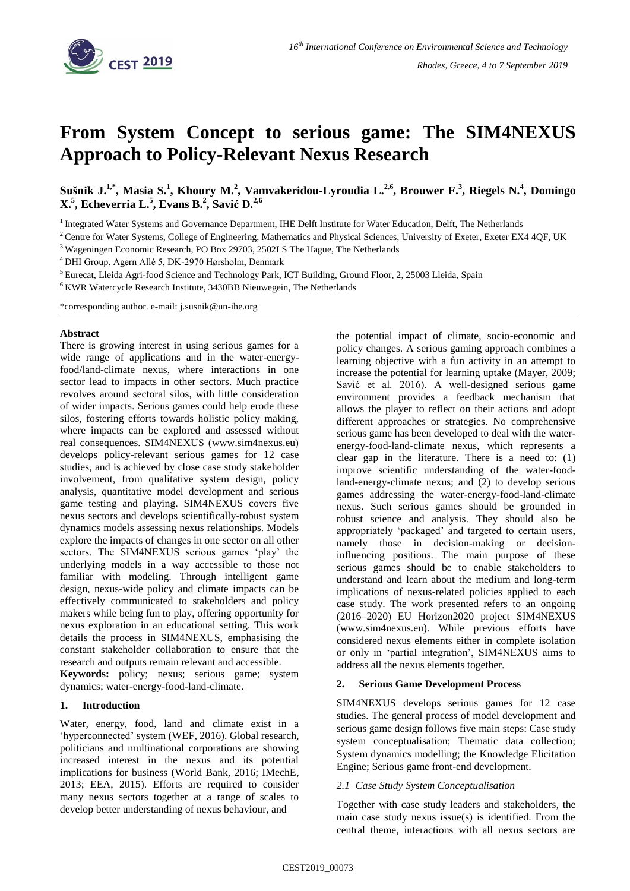# From System Concept to serious game: The SIM4NEXUS Approach to Policy-Relevant Nexus Research

**Sušnik J.[1,*], Masia S.[1], Khoury M.[2], Vamvakeridou-Lyroudia L.[2,6], Brouwer F.[3], Riegels N.[4], Domingo X.[5], Echeverria L.[5], Evans B.[2], Savić D.[2,6]**

[1] Integrated Water Systems and Governance Department, IHE Delft Institute for Water Education, Delft, The Netherlands

[2] Centre for Water Systems, College of Engineering, Mathematics and Physical Sciences, University of Exeter, Exeter EX4 4QF, UK

[3] Wageningen Economic Research, PO Box 29703, 2502LS The Hague, The Netherlands

[4] DHI Group, Agern Allé 5, DK-2970 Hørsholm, Denmark

[5] Eurecat, Lleida Agri-food Science and Technology Park, ICT Building, Ground Floor, 2, 25003 Lleida, Spain

[6] KWR Watercycle Research Institute, 3430BB Nieuwegein, The Netherlands

*corresponding author. e-mail: j.susnik@un-ihe.org

**Abstract**

There is growing interest in using serious games for a wide range of applications and in the water-energy-food/land-climate nexus, where interactions in one sector lead to impacts in other sectors. Much practice revolves around sectoral silos, with little consideration of wider impacts. Serious games could help erode these silos, fostering efforts towards holistic policy making, where impacts can be explored and assessed without real consequences. SIM4NEXUS (www.sim4nexus.eu) develops policy-relevant serious games for 12 case studies, and is achieved by close case study stakeholder involvement, from qualitative system design, policy analysis, quantitative model development and serious game testing and playing. SIM4NEXUS covers five nexus sectors and develops scientifically-robust system dynamics models assessing nexus relationships. Models explore the impacts of changes in one sector on all other sectors. The SIM4NEXUS serious games 'play' the underlying models in a way accessible to those not familiar with modeling. Through intelligent game design, nexus-wide policy and climate impacts can be effectively communicated to stakeholders and policy makers while being fun to play, offering opportunity for nexus exploration in an educational setting. This work details the process in SIM4NEXUS, emphasising the constant stakeholder collaboration to ensure that the research and outputs remain relevant and accessible.

**Keywords:** policy; nexus; serious game; system dynamics; water-energy-food-land-climate.

## 1. Introduction

Water, energy, food, land and climate exist in a 'hyperconnected' system (WEF, 2016). Global research, politicians and multinational corporations are showing increased interest in the nexus and its potential implications for business (World Bank, 2016; IMechE, 2013; EEA, 2015). Efforts are required to consider many nexus sectors together at a range of scales to develop better understanding of nexus behaviour, and the potential impact of climate, socio-economic and policy changes. A serious gaming approach combines a learning objective with a fun activity in an attempt to increase the potential for learning uptake (Mayer, 2009; Savić et al. 2016). A well-designed serious game environment provides a feedback mechanism that allows the player to reflect on their actions and adopt different approaches or strategies. No comprehensive serious game has been developed to deal with the water-energy-food-land-climate nexus, which represents a clear gap in the literature. There is a need to: (1) improve scientific understanding of the water-food-land-energy-climate nexus; and (2) to develop serious games addressing the water-energy-food-land-climate nexus. Such serious games should be grounded in robust science and analysis. They should also be appropriately 'packaged' and targeted to certain users, namely those in decision-making or decision-influencing positions. The main purpose of these serious games should be to enable stakeholders to understand and learn about the medium and long-term implications of nexus-related policies applied to each case study. The work presented refers to an ongoing (2016–2020) EU Horizon2020 project SIM4NEXUS (www.sim4nexus.eu). While previous efforts have considered nexus elements either in complete isolation or only in 'partial integration', SIM4NEXUS aims to address all the nexus elements together.

## 2. Serious Game Development Process

SIM4NEXUS develops serious games for 12 case studies. The general process of model development and serious game design follows five main steps: Case study system conceptualisation; Thematic data collection; System dynamics modelling; the Knowledge Elicitation Engine; Serious game front-end development.

### *2.1 Case Study System Conceptualisation*

Together with case study leaders and stakeholders, the main case study nexus issue(s) is identified. From the central theme, interactions with all nexus sectors are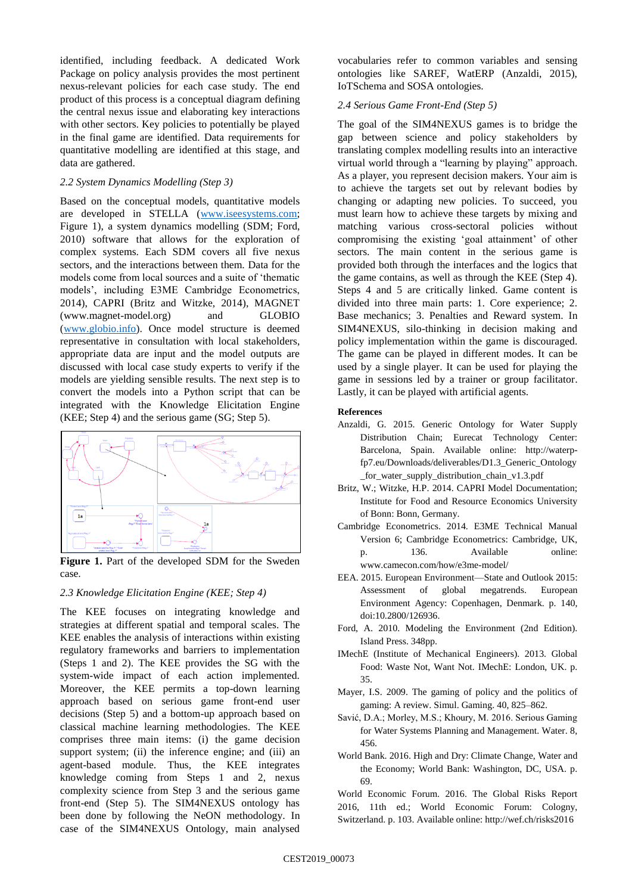identified, including feedback. A dedicated Work Package on policy analysis provides the most pertinent nexus-relevant policies for each case study. The end product of this process is a conceptual diagram defining the central nexus issue and elaborating key interactions with other sectors. Key policies to potentially be played in the final game are identified. Data requirements for quantitative modelling are identified at this stage, and data are gathered.

### *2.2 System Dynamics Modelling (Step 3)*

Based on the conceptual models, quantitative models are developed in STELLA (www.iseesystems.com; Figure 1), a system dynamics modelling (SDM; Ford, 2010) software that allows for the representation of complex systems. Each SDM covers all five nexus sectors, and the interactions between them. Data for the models come from local sources and a suite of 'thematic models', including E3ME Cambridge Econometrics, 2014), CAPRI (Britz and Witzke, 2014), MAGNET (www.magnet-model.org) and GLOBIO (www.globio.info). Once model structure is deemed representative in consultation with local stakeholders, appropriate data are input and the model outputs are discussed with local case study experts to verify if the models are yielding sensible results. The next step is to convert the models into a Python script that can be integrated with the Knowledge Elicitation Engine (KEE; Step 4) and the serious game (SG; Step 5).

**Figure 1.** Part of the developed SDM for the Sweden case.

### *2.3 Knowledge Elicitation Engine (KEE; Step 4)*

The KEE focuses on integrating knowledge and strategies at different spatial and temporal scales. The KEE enables the analysis of interactions within existing regulatory frameworks and barriers to implementation (Steps 1 and 2). The KEE provides the SG with the system-wide impact of each action implemented. Moreover, the KEE permits a top-down learning approach based on serious game front-end user decisions (Step 5) and a bottom-up approach based on classical machine learning methodologies. The KEE comprises three main items: (i) the game decision support system; (ii) the inference engine; and (iii) an agent-based module. Thus, the KEE integrates knowledge coming from Steps 1 and 2, nexus complexity science from Step 3 and the serious game front-end (Step 5). The SIM4NEXUS ontology has been done by following the NeON methodology. In case of the SIM4NEXUS Ontology, main analysed vocabularies refer to common variables and sensing ontologies like SAREF, WatERP (Anzaldi, 2015), IoTSchema and SOSA ontologies.

### *2.4 Serious Game Front-End (Step 5)*

The goal of the SIM4NEXUS games is to bridge the gap between science and policy stakeholders by translating complex modelling results into an interactive virtual world through a "learning by playing" approach. As a player, you represent decision makers. Your aim is to achieve the targets set out by relevant bodies by changing or adapting new policies. To succeed, you must learn how to achieve these targets by mixing and matching various cross-sectoral policies without compromising the existing 'goal attainment' of other sectors. The main content in the serious game is provided both through the interfaces and the logics that the game contains, as well as through the KEE (Step 4). Steps 4 and 5 are critically linked. Game content is divided into three main parts: 1. Core experience; 2. Base mechanics; 3. Penalties and Reward system. In SIM4NEXUS, silo-thinking in decision making and policy implementation within the game is discouraged. The game can be played in different modes. It can be used by a single player. It can be used for playing the game in sessions led by a trainer or group facilitator. Lastly, it can be played with artificial agents.

**References**

Anzaldi, G. 2015. Generic Ontology for Water Supply Distribution Chain; Eurecat Technology Center: Barcelona, Spain. Available online: http://waterp-fp7.eu/Downloads/deliverables/D1.3_Generic_Ontology_for_water_supply_distribution_chain_v1.3.pdf

Britz, W.; Witzke, H.P. 2014. CAPRI Model Documentation; Institute for Food and Resource Economics University of Bonn: Bonn, Germany.

Cambridge Econometrics. 2014. E3ME Technical Manual Version 6; Cambridge Econometrics: Cambridge, UK, p. 136. Available online: www.camecon.com/how/e3me-model/

EEA. 2015. European Environment—State and Outlook 2015: Assessment of global megatrends. European Environment Agency: Copenhagen, Denmark. p. 140, doi:10.2800/126936.

Ford, A. 2010. Modeling the Environment (2nd Edition). Island Press. 348pp.

IMechE (Institute of Mechanical Engineers). 2013. Global Food: Waste Not, Want Not. IMechE: London, UK. p. 35.

Mayer, I.S. 2009. The gaming of policy and the politics of gaming: A review. Simul. Gaming. 40, 825–862.

Savić, D.A.; Morley, M.S.; Khoury, M. 2016. Serious Gaming for Water Systems Planning and Management. Water. 8, 456.

World Bank. 2016. High and Dry: Climate Change, Water and the Economy; World Bank: Washington, DC, USA. p. 69.

World Economic Forum. 2016. The Global Risks Report 2016, 11th ed.; World Economic Forum: Cologny, Switzerland. p. 103. Available online: http://wef.ch/risks2016